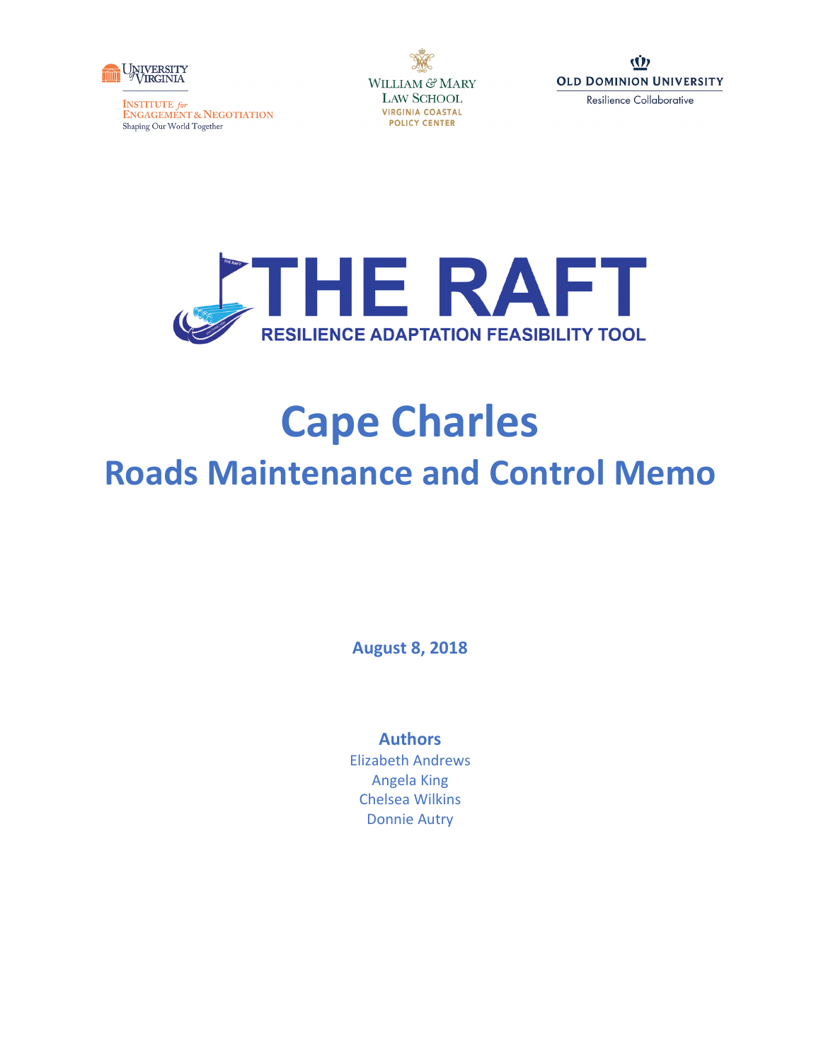University of Virginia
Institute for Engagement & Negotiation
Shaping Our World Together

William & Mary Law School
Virginia Coastal Policy Center

Old Dominion University
Resilience Collaborative

# THE RAFT

RESILIENCE ADAPTATION FEASIBILITY TOOL

# Cape Charles

## Roads Maintenance and Control Memo

**August 8, 2018**

**Authors**

Elizabeth Andrews

Angela King

Chelsea Wilkins

Donnie Autry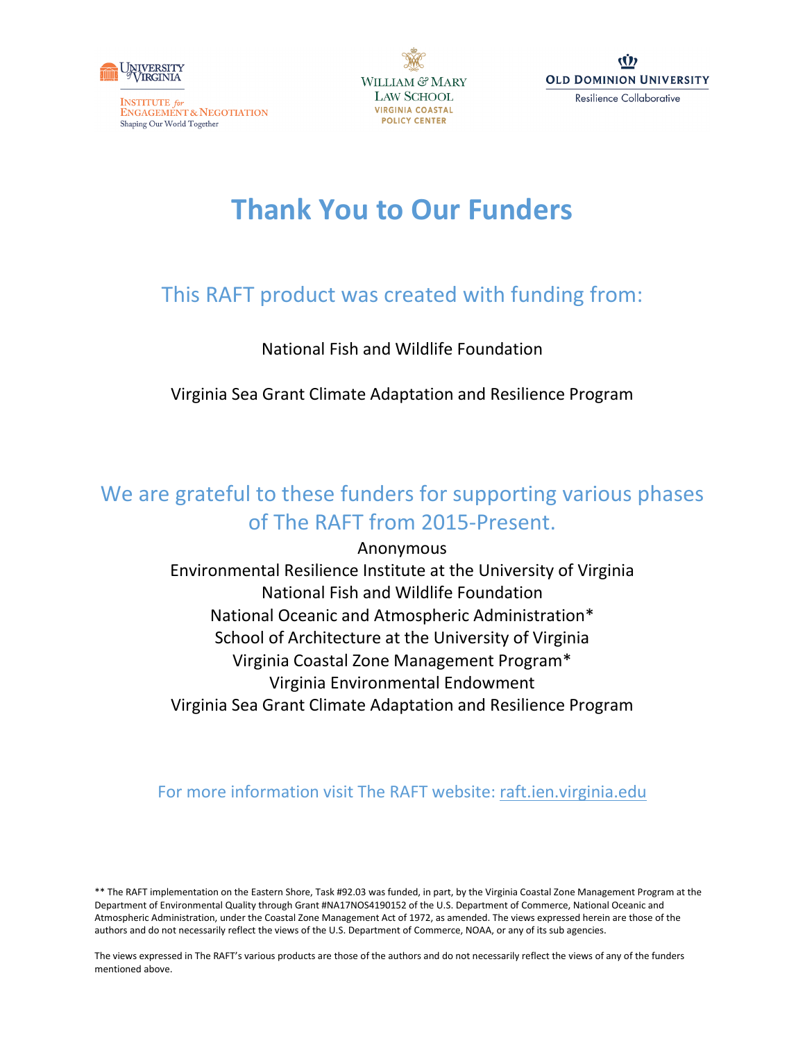University of Virginia Institute for Engagement & Negotiation — Shaping Our World Together

William & Mary Law School — Virginia Coastal Policy Center

Old Dominion University — Resilience Collaborative

# Thank You to Our Funders

## This RAFT product was created with funding from:

National Fish and Wildlife Foundation

Virginia Sea Grant Climate Adaptation and Resilience Program

## We are grateful to these funders for supporting various phases of The RAFT from 2015-Present.

Anonymous
Environmental Resilience Institute at the University of Virginia
National Fish and Wildlife Foundation
National Oceanic and Atmospheric Administration*
School of Architecture at the University of Virginia
Virginia Coastal Zone Management Program*
Virginia Environmental Endowment
Virginia Sea Grant Climate Adaptation and Resilience Program

For more information visit The RAFT website: raft.ien.virginia.edu

** The RAFT implementation on the Eastern Shore, Task #92.03 was funded, in part, by the Virginia Coastal Zone Management Program at the Department of Environmental Quality through Grant #NA17NOS4190152 of the U.S. Department of Commerce, National Oceanic and Atmospheric Administration, under the Coastal Zone Management Act of 1972, as amended. The views expressed herein are those of the authors and do not necessarily reflect the views of the U.S. Department of Commerce, NOAA, or any of its sub agencies.

The views expressed in The RAFT's various products are those of the authors and do not necessarily reflect the views of any of the funders mentioned above.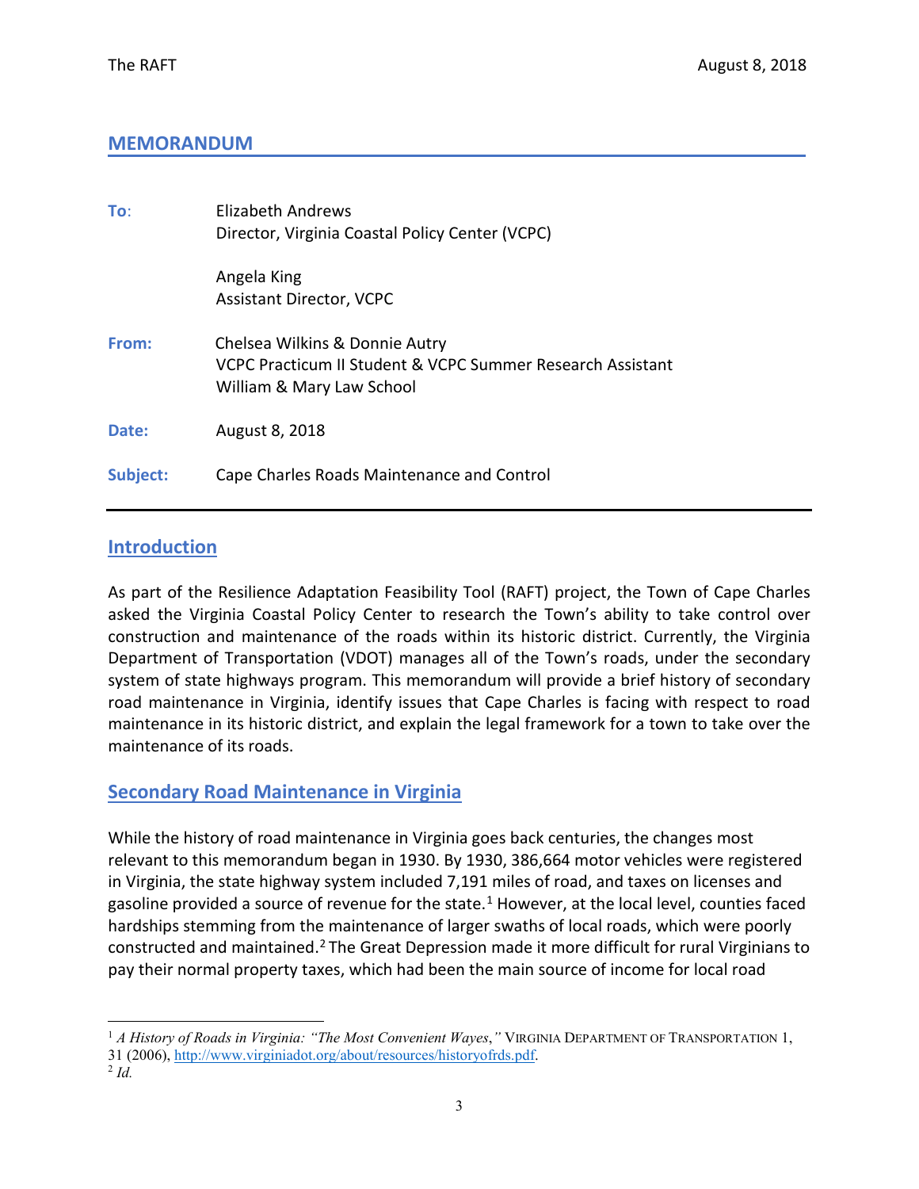## MEMORANDUM

| | |
|---|---|
| **To**: | Elizabeth Andrews<br>Director, Virginia Coastal Policy Center (VCPC)<br><br>Angela King<br>Assistant Director, VCPC |
| **From:** | Chelsea Wilkins & Donnie Autry<br>VCPC Practicum II Student & VCPC Summer Research Assistant<br>William & Mary Law School |
| **Date:** | August 8, 2018 |
| **Subject:** | Cape Charles Roads Maintenance and Control |

## Introduction

As part of the Resilience Adaptation Feasibility Tool (RAFT) project, the Town of Cape Charles asked the Virginia Coastal Policy Center to research the Town's ability to take control over construction and maintenance of the roads within its historic district. Currently, the Virginia Department of Transportation (VDOT) manages all of the Town's roads, under the secondary system of state highways program. This memorandum will provide a brief history of secondary road maintenance in Virginia, identify issues that Cape Charles is facing with respect to road maintenance in its historic district, and explain the legal framework for a town to take over the maintenance of its roads.

## Secondary Road Maintenance in Virginia

While the history of road maintenance in Virginia goes back centuries, the changes most relevant to this memorandum began in 1930. By 1930, 386,664 motor vehicles were registered in Virginia, the state highway system included 7,191 miles of road, and taxes on licenses and gasoline provided a source of revenue for the state.[1] However, at the local level, counties faced hardships stemming from the maintenance of larger swaths of local roads, which were poorly constructed and maintained.[2] The Great Depression made it more difficult for rural Virginians to pay their normal property taxes, which had been the main source of income for local road

---

[1] *A History of Roads in Virginia: "The Most Convenient Wayes,"* VIRGINIA DEPARTMENT OF TRANSPORTATION 1, 31 (2006), http://www.virginiadot.org/about/resources/historyofrds.pdf.

[2] *Id.*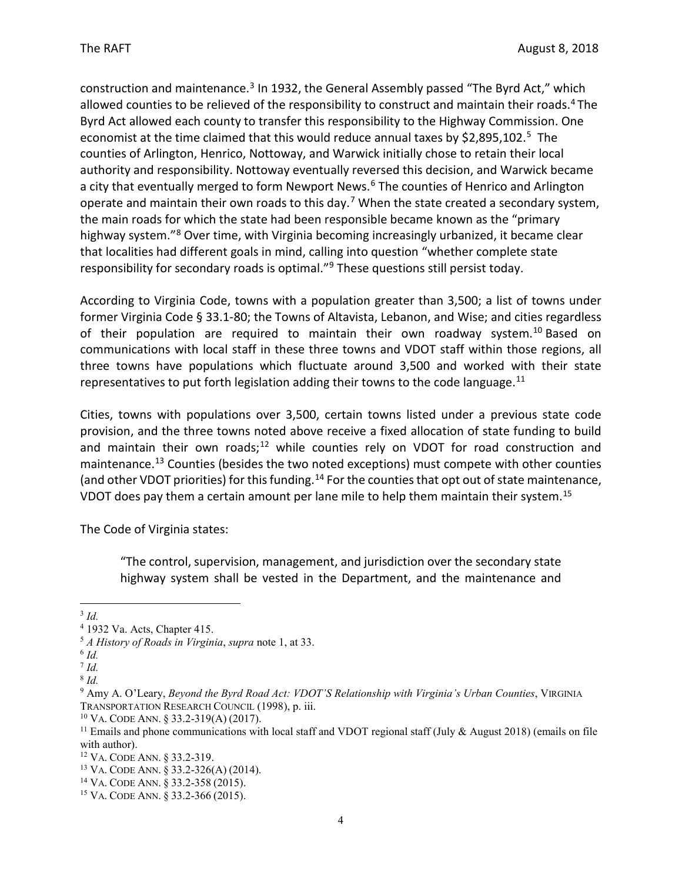construction and maintenance.[3] In 1932, the General Assembly passed "The Byrd Act," which allowed counties to be relieved of the responsibility to construct and maintain their roads.[4] The Byrd Act allowed each county to transfer this responsibility to the Highway Commission. One economist at the time claimed that this would reduce annual taxes by $2,895,102.[5] The counties of Arlington, Henrico, Nottoway, and Warwick initially chose to retain their local authority and responsibility. Nottoway eventually reversed this decision, and Warwick became a city that eventually merged to form Newport News.[6] The counties of Henrico and Arlington operate and maintain their own roads to this day.[7] When the state created a secondary system, the main roads for which the state had been responsible became known as the "primary highway system."[8] Over time, with Virginia becoming increasingly urbanized, it became clear that localities had different goals in mind, calling into question "whether complete state responsibility for secondary roads is optimal."[9] These questions still persist today.

According to Virginia Code, towns with a population greater than 3,500; a list of towns under former Virginia Code § 33.1-80; the Towns of Altavista, Lebanon, and Wise; and cities regardless of their population are required to maintain their own roadway system.[10] Based on communications with local staff in these three towns and VDOT staff within those regions, all three towns have populations which fluctuate around 3,500 and worked with their state representatives to put forth legislation adding their towns to the code language.[11]

Cities, towns with populations over 3,500, certain towns listed under a previous state code provision, and the three towns noted above receive a fixed allocation of state funding to build and maintain their own roads;[12] while counties rely on VDOT for road construction and maintenance.[13] Counties (besides the two noted exceptions) must compete with other counties (and other VDOT priorities) for this funding.[14] For the counties that opt out of state maintenance, VDOT does pay them a certain amount per lane mile to help them maintain their system.[15]

The Code of Virginia states:

> "The control, supervision, management, and jurisdiction over the secondary state highway system shall be vested in the Department, and the maintenance and

---

[3] *Id.*

[4] 1932 Va. Acts, Chapter 415.

[5] *A History of Roads in Virginia*, *supra* note 1, at 33.

[6] *Id.*

[7] *Id.*

[8] *Id.*

[9] Amy A. O'Leary, *Beyond the Byrd Road Act: VDOT'S Relationship with Virginia's Urban Counties*, VIRGINIA TRANSPORTATION RESEARCH COUNCIL (1998), p. iii.

[10] VA. CODE ANN. § 33.2-319(A) (2017).

[11] Emails and phone communications with local staff and VDOT regional staff (July & August 2018) (emails on file with author).

[12] VA. CODE ANN. § 33.2-319.

[13] VA. CODE ANN. § 33.2-326(A) (2014).

[14] VA. CODE ANN. § 33.2-358 (2015).

[15] VA. CODE ANN. § 33.2-366 (2015).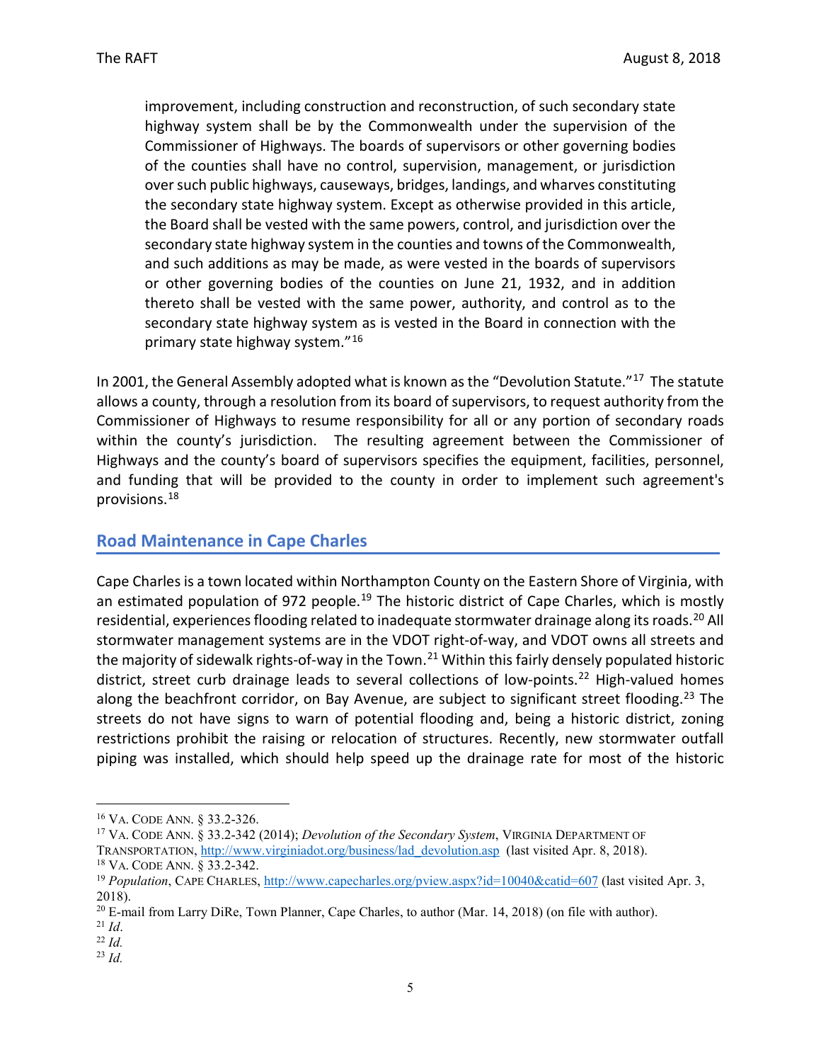improvement, including construction and reconstruction, of such secondary state highway system shall be by the Commonwealth under the supervision of the Commissioner of Highways. The boards of supervisors or other governing bodies of the counties shall have no control, supervision, management, or jurisdiction over such public highways, causeways, bridges, landings, and wharves constituting the secondary state highway system. Except as otherwise provided in this article, the Board shall be vested with the same powers, control, and jurisdiction over the secondary state highway system in the counties and towns of the Commonwealth, and such additions as may be made, as were vested in the boards of supervisors or other governing bodies of the counties on June 21, 1932, and in addition thereto shall be vested with the same power, authority, and control as to the secondary state highway system as is vested in the Board in connection with the primary state highway system."[16]

In 2001, the General Assembly adopted what is known as the "Devolution Statute."[17] The statute allows a county, through a resolution from its board of supervisors, to request authority from the Commissioner of Highways to resume responsibility for all or any portion of secondary roads within the county's jurisdiction. The resulting agreement between the Commissioner of Highways and the county's board of supervisors specifies the equipment, facilities, personnel, and funding that will be provided to the county in order to implement such agreement's provisions.[18]

## Road Maintenance in Cape Charles

Cape Charles is a town located within Northampton County on the Eastern Shore of Virginia, with an estimated population of 972 people.[19] The historic district of Cape Charles, which is mostly residential, experiences flooding related to inadequate stormwater drainage along its roads.[20] All stormwater management systems are in the VDOT right-of-way, and VDOT owns all streets and the majority of sidewalk rights-of-way in the Town.[21] Within this fairly densely populated historic district, street curb drainage leads to several collections of low-points.[22] High-valued homes along the beachfront corridor, on Bay Avenue, are subject to significant street flooding.[23] The streets do not have signs to warn of potential flooding and, being a historic district, zoning restrictions prohibit the raising or relocation of structures. Recently, new stormwater outfall piping was installed, which should help speed up the drainage rate for most of the historic

---

[16] VA. CODE ANN. § 33.2-326.

[17] VA. CODE ANN. § 33.2-342 (2014); *Devolution of the Secondary System*, VIRGINIA DEPARTMENT OF TRANSPORTATION, http://www.virginiadot.org/business/lad_devolution.asp (last visited Apr. 8, 2018).

[18] VA. CODE ANN. § 33.2-342.

[19] *Population*, CAPE CHARLES, http://www.capecharles.org/pview.aspx?id=10040&catid=607 (last visited Apr. 3, 2018).

[20] E-mail from Larry DiRe, Town Planner, Cape Charles, to author (Mar. 14, 2018) (on file with author).

[21] *Id*.

[22] *Id.*

[23] *Id.*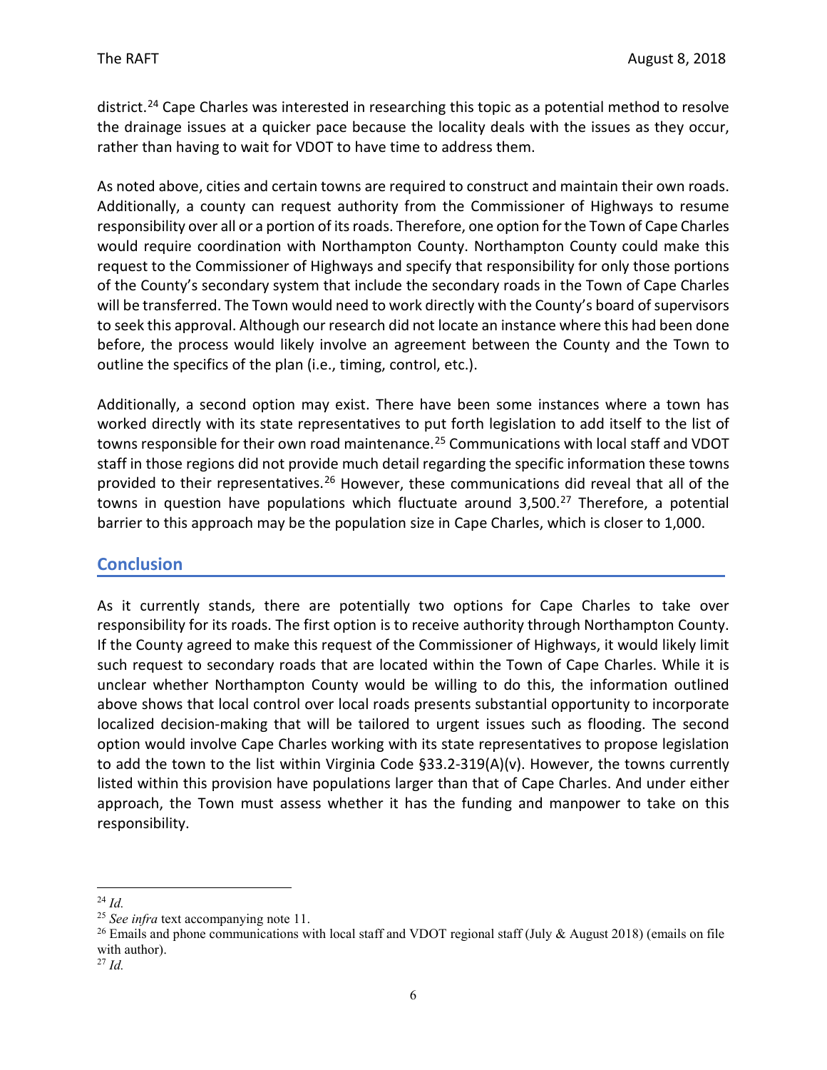district.[24] Cape Charles was interested in researching this topic as a potential method to resolve the drainage issues at a quicker pace because the locality deals with the issues as they occur, rather than having to wait for VDOT to have time to address them.

As noted above, cities and certain towns are required to construct and maintain their own roads. Additionally, a county can request authority from the Commissioner of Highways to resume responsibility over all or a portion of its roads. Therefore, one option for the Town of Cape Charles would require coordination with Northampton County. Northampton County could make this request to the Commissioner of Highways and specify that responsibility for only those portions of the County's secondary system that include the secondary roads in the Town of Cape Charles will be transferred. The Town would need to work directly with the County's board of supervisors to seek this approval. Although our research did not locate an instance where this had been done before, the process would likely involve an agreement between the County and the Town to outline the specifics of the plan (i.e., timing, control, etc.).

Additionally, a second option may exist. There have been some instances where a town has worked directly with its state representatives to put forth legislation to add itself to the list of towns responsible for their own road maintenance.[25] Communications with local staff and VDOT staff in those regions did not provide much detail regarding the specific information these towns provided to their representatives.[26] However, these communications did reveal that all of the towns in question have populations which fluctuate around 3,500.[27] Therefore, a potential barrier to this approach may be the population size in Cape Charles, which is closer to 1,000.

## Conclusion

As it currently stands, there are potentially two options for Cape Charles to take over responsibility for its roads. The first option is to receive authority through Northampton County. If the County agreed to make this request of the Commissioner of Highways, it would likely limit such request to secondary roads that are located within the Town of Cape Charles. While it is unclear whether Northampton County would be willing to do this, the information outlined above shows that local control over local roads presents substantial opportunity to incorporate localized decision-making that will be tailored to urgent issues such as flooding. The second option would involve Cape Charles working with its state representatives to propose legislation to add the town to the list within Virginia Code §33.2-319(A)(v). However, the towns currently listed within this provision have populations larger than that of Cape Charles. And under either approach, the Town must assess whether it has the funding and manpower to take on this responsibility.

---

[24] *Id.*

[25] *See infra* text accompanying note 11.

[26] Emails and phone communications with local staff and VDOT regional staff (July & August 2018) (emails on file with author).

[27] *Id.*